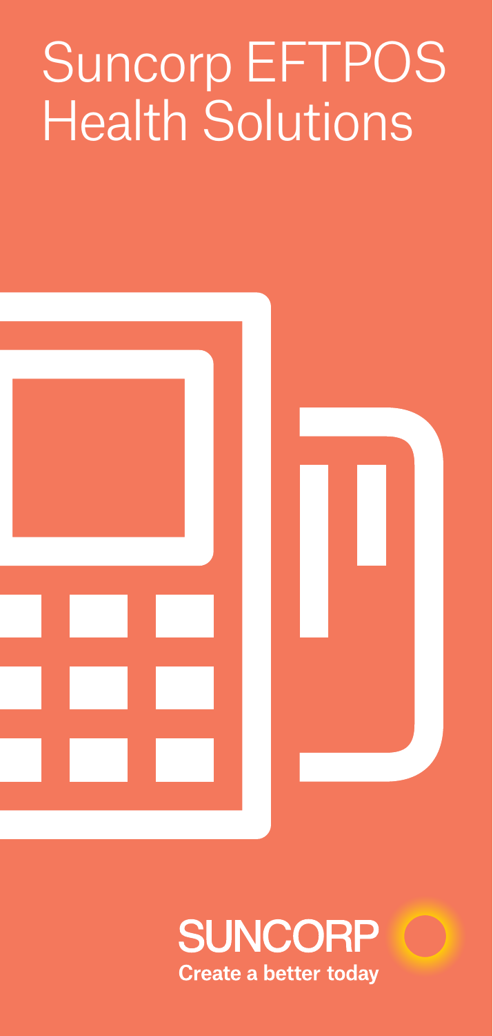# Suncorp EFTPOS Health Solutions

SUNCORP

**Create a better today**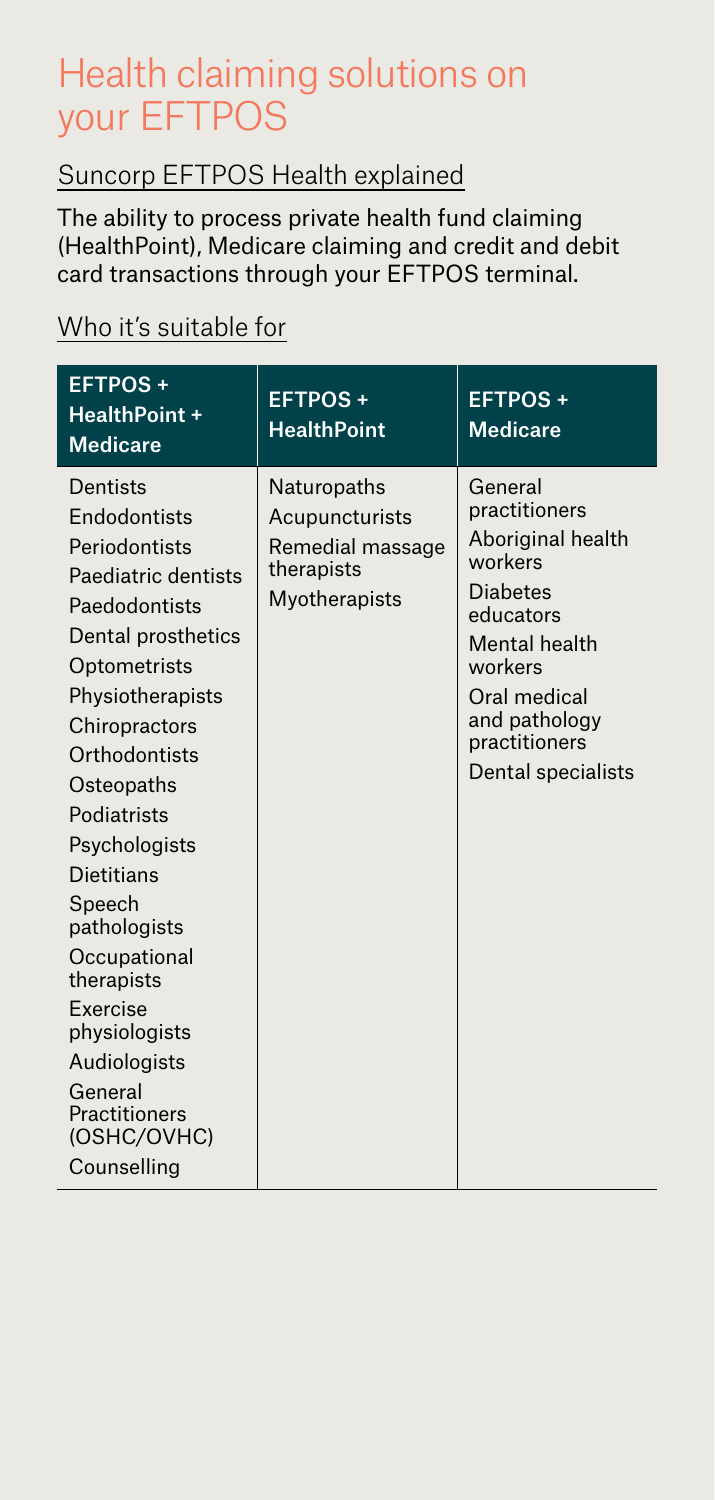# Health claiming solutions on your EFTPOS

## Suncorp EFTPOS Health explained

The ability to process private health fund claiming (HealthPoint), Medicare claiming and credit and debit card transactions through your EFTPOS terminal.

## Who it's suitable for

| EFTPOS + HealthPoint + Medicare | EFTPOS + HealthPoint | EFTPOS + Medicare |
|---|---|---|
| Dentists | Naturopaths | General practitioners |
| Endodontists | Acupuncturists | Aboriginal health workers |
| Periodontists | Remedial massage therapists | Diabetes educators |
| Paediatric dentists | Myotherapists | Mental health workers |
| Paedodontists | | Oral medical and pathology practitioners |
| Dental prosthetics | | Dental specialists |
| Optometrists | | |
| Physiotherapists | | |
| Chiropractors | | |
| Orthodontists | | |
| Osteopaths | | |
| Podiatrists | | |
| Psychologists | | |
| Dietitians | | |
| Speech pathologists | | |
| Occupational therapists | | |
| Exercise physiologists | | |
| Audiologists | | |
| General Practitioners (OSHC/OVHC) | | |
| Counselling | | |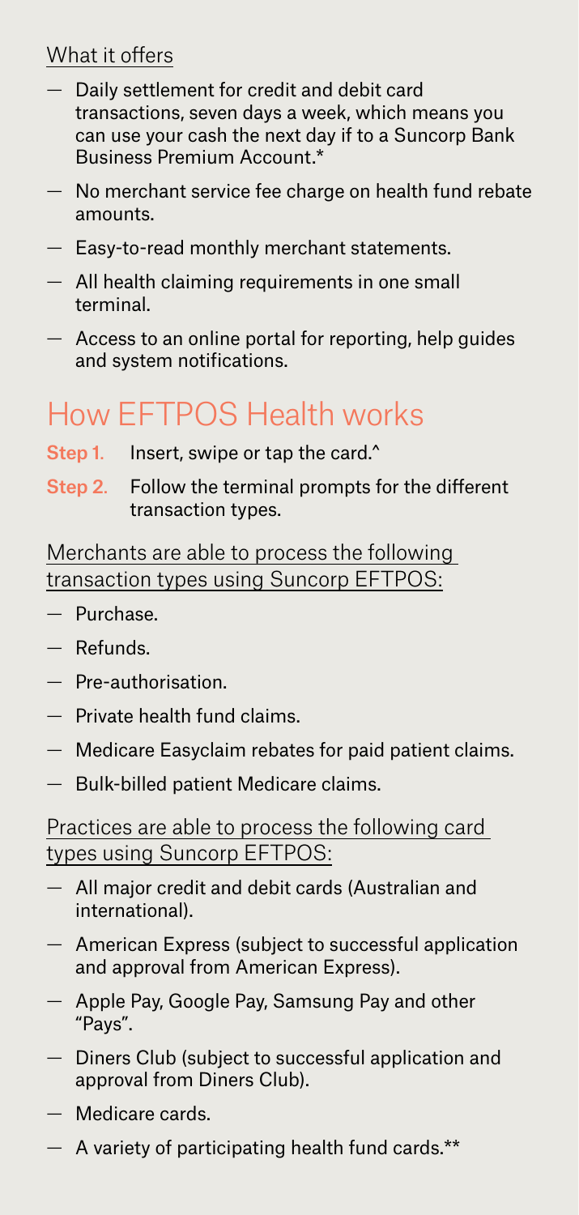What it offers

- Daily settlement for credit and debit card transactions, seven days a week, which means you can use your cash the next day if to a Suncorp Bank Business Premium Account.*
- No merchant service fee charge on health fund rebate amounts.
- Easy-to-read monthly merchant statements.
- All health claiming requirements in one small terminal.
- Access to an online portal for reporting, help guides and system notifications.

# How EFTPOS Health works

**Step 1.** Insert, swipe or tap the card.^

**Step 2.** Follow the terminal prompts for the different transaction types.

Merchants are able to process the following transaction types using Suncorp EFTPOS:

- Purchase.
- Refunds.
- Pre-authorisation.
- Private health fund claims.
- Medicare Easyclaim rebates for paid patient claims.
- Bulk-billed patient Medicare claims.

Practices are able to process the following card types using Suncorp EFTPOS:

- All major credit and debit cards (Australian and international).
- American Express (subject to successful application and approval from American Express).
- Apple Pay, Google Pay, Samsung Pay and other "Pays".
- Diners Club (subject to successful application and approval from Diners Club).
- Medicare cards.
- A variety of participating health fund cards.**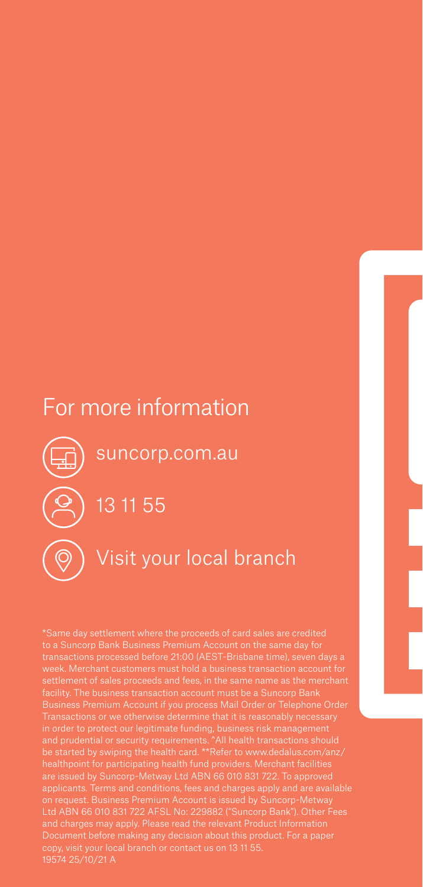## For more information

suncorp.com.au

13 11 55

Visit your local branch

*Same day settlement where the proceeds of card sales are credited to a Suncorp Bank Business Premium Account on the same day for transactions processed before 21:00 (AEST-Brisbane time), seven days a week. Merchant customers must hold a business transaction account for settlement of sales proceeds and fees, in the same name as the merchant facility. The business transaction account must be a Suncorp Bank Business Premium Account if you process Mail Order or Telephone Order Transactions or we otherwise determine that it is reasonably necessary in order to protect our legitimate funding, business risk management and prudential or security requirements. ^All health transactions should be started by swiping the health card. **Refer to www.dedalus.com/anz/healthpoint for participating health fund providers. Merchant facilities are issued by Suncorp-Metway Ltd ABN 66 010 831 722. To approved applicants. Terms and conditions, fees and charges apply and are available on request. Business Premium Account is issued by Suncorp-Metway Ltd ABN 66 010 831 722 AFSL No: 229882 ("Suncorp Bank"). Other Fees and charges may apply. Please read the relevant Product Information Document before making any decision about this product. For a paper copy, visit your local branch or contact us on 13 11 55.
19574 25/10/21 A